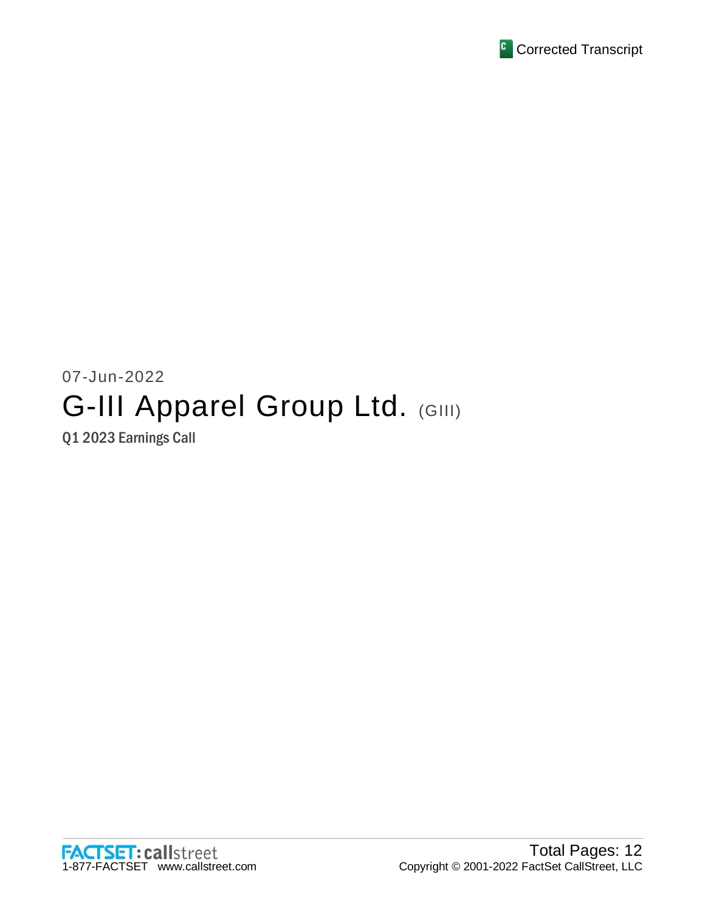Corrected Transcript

07-Jun-2022

# G-III Apparel Group Ltd. (GIII)

## Q1 2023 Earnings Call

FACTSET: callstreet
1-877-FACTSET www.callstreet.com

Total Pages: 12
Copyright © 2001-2022 FactSet CallStreet, LLC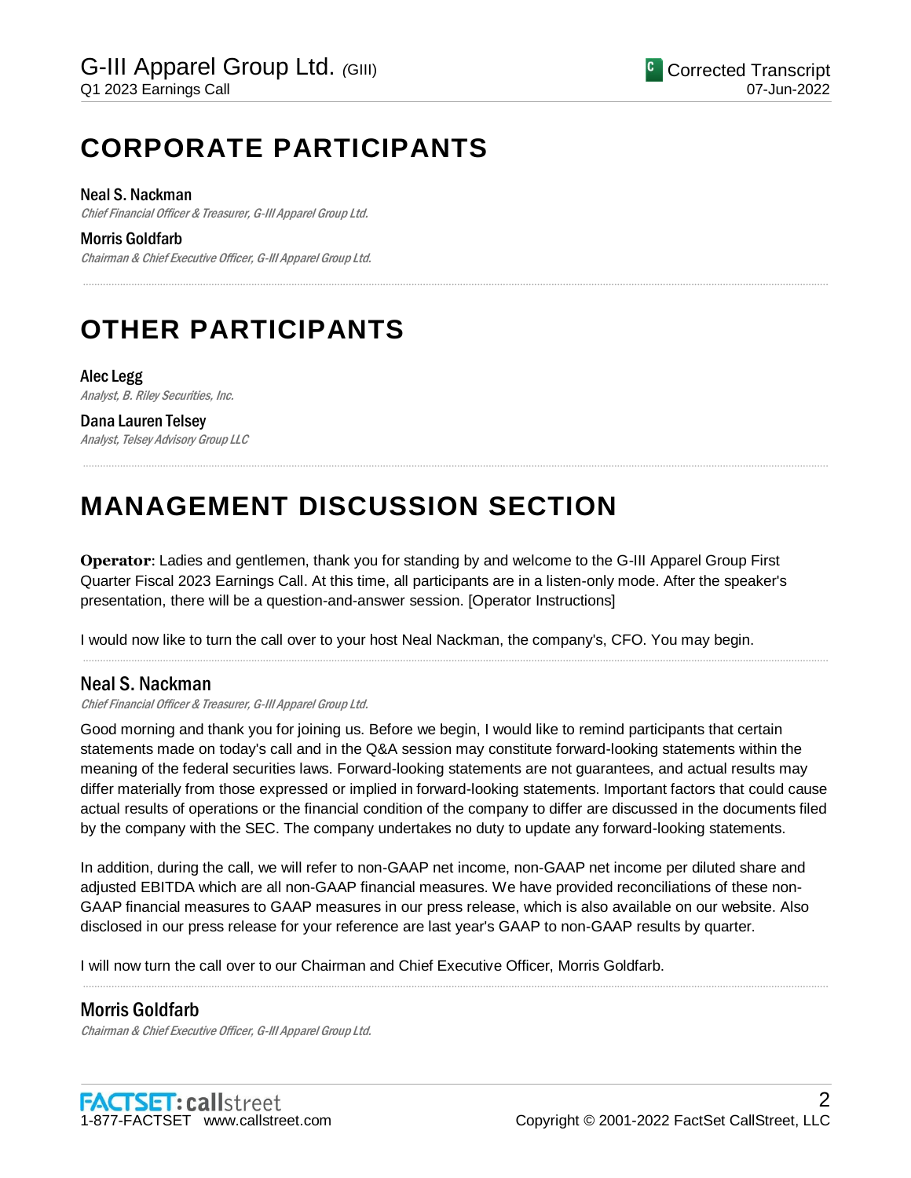# CORPORATE PARTICIPANTS

**Neal S. Nackman**
*Chief Financial Officer & Treasurer, G-III Apparel Group Ltd.*

**Morris Goldfarb**
*Chairman & Chief Executive Officer, G-III Apparel Group Ltd.*

# OTHER PARTICIPANTS

**Alec Legg**
*Analyst, B. Riley Securities, Inc.*

**Dana Lauren Telsey**
*Analyst, Telsey Advisory Group LLC*

# MANAGEMENT DISCUSSION SECTION

**Operator**: Ladies and gentlemen, thank you for standing by and welcome to the G-III Apparel Group First Quarter Fiscal 2023 Earnings Call. At this time, all participants are in a listen-only mode. After the speaker's presentation, there will be a question-and-answer session. [Operator Instructions]

I would now like to turn the call over to your host Neal Nackman, the company's, CFO. You may begin.

## Neal S. Nackman

*Chief Financial Officer & Treasurer, G-III Apparel Group Ltd.*

Good morning and thank you for joining us. Before we begin, I would like to remind participants that certain statements made on today's call and in the Q&A session may constitute forward-looking statements within the meaning of the federal securities laws. Forward-looking statements are not guarantees, and actual results may differ materially from those expressed or implied in forward-looking statements. Important factors that could cause actual results of operations or the financial condition of the company to differ are discussed in the documents filed by the company with the SEC. The company undertakes no duty to update any forward-looking statements.

In addition, during the call, we will refer to non-GAAP net income, non-GAAP net income per diluted share and adjusted EBITDA which are all non-GAAP financial measures. We have provided reconciliations of these non-GAAP financial measures to GAAP measures in our press release, which is also available on our website. Also disclosed in our press release for your reference are last year's GAAP to non-GAAP results by quarter.

I will now turn the call over to our Chairman and Chief Executive Officer, Morris Goldfarb.

## Morris Goldfarb

*Chairman & Chief Executive Officer, G-III Apparel Group Ltd.*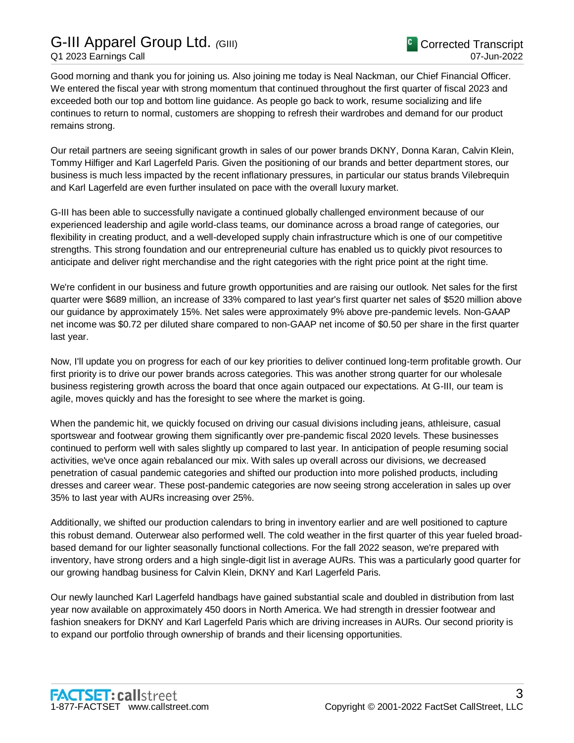Good morning and thank you for joining us. Also joining me today is Neal Nackman, our Chief Financial Officer. We entered the fiscal year with strong momentum that continued throughout the first quarter of fiscal 2023 and exceeded both our top and bottom line guidance. As people go back to work, resume socializing and life continues to return to normal, customers are shopping to refresh their wardrobes and demand for our product remains strong.

Our retail partners are seeing significant growth in sales of our power brands DKNY, Donna Karan, Calvin Klein, Tommy Hilfiger and Karl Lagerfeld Paris. Given the positioning of our brands and better department stores, our business is much less impacted by the recent inflationary pressures, in particular our status brands Vilebrequin and Karl Lagerfeld are even further insulated on pace with the overall luxury market.

G-III has been able to successfully navigate a continued globally challenged environment because of our experienced leadership and agile world-class teams, our dominance across a broad range of categories, our flexibility in creating product, and a well-developed supply chain infrastructure which is one of our competitive strengths. This strong foundation and our entrepreneurial culture has enabled us to quickly pivot resources to anticipate and deliver right merchandise and the right categories with the right price point at the right time.

We're confident in our business and future growth opportunities and are raising our outlook. Net sales for the first quarter were $689 million, an increase of 33% compared to last year's first quarter net sales of $520 million above our guidance by approximately 15%. Net sales were approximately 9% above pre-pandemic levels. Non-GAAP net income was $0.72 per diluted share compared to non-GAAP net income of $0.50 per share in the first quarter last year.

Now, I'll update you on progress for each of our key priorities to deliver continued long-term profitable growth. Our first priority is to drive our power brands across categories. This was another strong quarter for our wholesale business registering growth across the board that once again outpaced our expectations. At G-III, our team is agile, moves quickly and has the foresight to see where the market is going.

When the pandemic hit, we quickly focused on driving our casual divisions including jeans, athleisure, casual sportswear and footwear growing them significantly over pre-pandemic fiscal 2020 levels. These businesses continued to perform well with sales slightly up compared to last year. In anticipation of people resuming social activities, we've once again rebalanced our mix. With sales up overall across our divisions, we decreased penetration of casual pandemic categories and shifted our production into more polished products, including dresses and career wear. These post-pandemic categories are now seeing strong acceleration in sales up over 35% to last year with AURs increasing over 25%.

Additionally, we shifted our production calendars to bring in inventory earlier and are well positioned to capture this robust demand. Outerwear also performed well. The cold weather in the first quarter of this year fueled broad-based demand for our lighter seasonally functional collections. For the fall 2022 season, we're prepared with inventory, have strong orders and a high single-digit list in average AURs. This was a particularly good quarter for our growing handbag business for Calvin Klein, DKNY and Karl Lagerfeld Paris.

Our newly launched Karl Lagerfeld handbags have gained substantial scale and doubled in distribution from last year now available on approximately 450 doors in North America. We had strength in dressier footwear and fashion sneakers for DKNY and Karl Lagerfeld Paris which are driving increases in AURs. Our second priority is to expand our portfolio through ownership of brands and their licensing opportunities.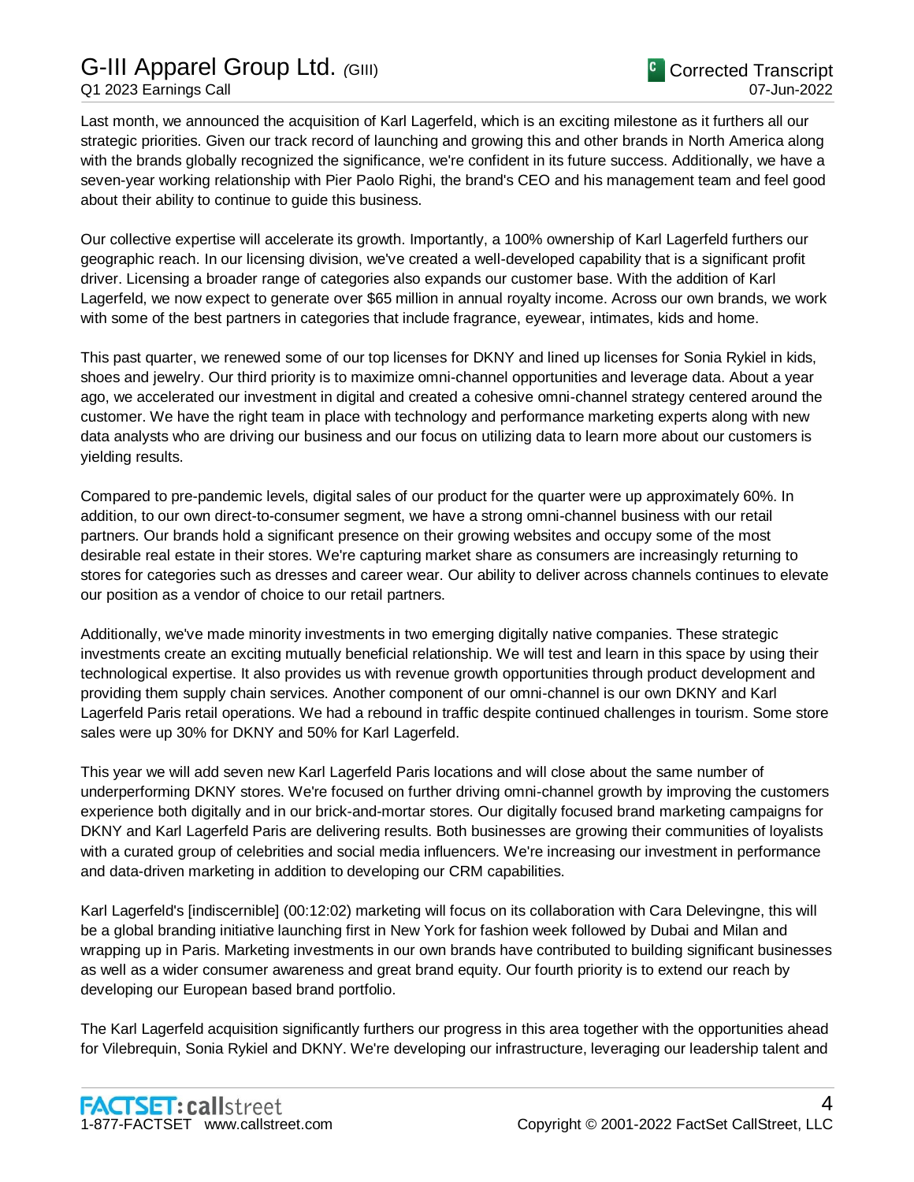Last month, we announced the acquisition of Karl Lagerfeld, which is an exciting milestone as it furthers all our strategic priorities. Given our track record of launching and growing this and other brands in North America along with the brands globally recognized the significance, we're confident in its future success. Additionally, we have a seven-year working relationship with Pier Paolo Righi, the brand's CEO and his management team and feel good about their ability to continue to guide this business.

Our collective expertise will accelerate its growth. Importantly, a 100% ownership of Karl Lagerfeld furthers our geographic reach. In our licensing division, we've created a well-developed capability that is a significant profit driver. Licensing a broader range of categories also expands our customer base. With the addition of Karl Lagerfeld, we now expect to generate over $65 million in annual royalty income. Across our own brands, we work with some of the best partners in categories that include fragrance, eyewear, intimates, kids and home.

This past quarter, we renewed some of our top licenses for DKNY and lined up licenses for Sonia Rykiel in kids, shoes and jewelry. Our third priority is to maximize omni-channel opportunities and leverage data. About a year ago, we accelerated our investment in digital and created a cohesive omni-channel strategy centered around the customer. We have the right team in place with technology and performance marketing experts along with new data analysts who are driving our business and our focus on utilizing data to learn more about our customers is yielding results.

Compared to pre-pandemic levels, digital sales of our product for the quarter were up approximately 60%. In addition, to our own direct-to-consumer segment, we have a strong omni-channel business with our retail partners. Our brands hold a significant presence on their growing websites and occupy some of the most desirable real estate in their stores. We're capturing market share as consumers are increasingly returning to stores for categories such as dresses and career wear. Our ability to deliver across channels continues to elevate our position as a vendor of choice to our retail partners.

Additionally, we've made minority investments in two emerging digitally native companies. These strategic investments create an exciting mutually beneficial relationship. We will test and learn in this space by using their technological expertise. It also provides us with revenue growth opportunities through product development and providing them supply chain services. Another component of our omni-channel is our own DKNY and Karl Lagerfeld Paris retail operations. We had a rebound in traffic despite continued challenges in tourism. Some store sales were up 30% for DKNY and 50% for Karl Lagerfeld.

This year we will add seven new Karl Lagerfeld Paris locations and will close about the same number of underperforming DKNY stores. We're focused on further driving omni-channel growth by improving the customers experience both digitally and in our brick-and-mortar stores. Our digitally focused brand marketing campaigns for DKNY and Karl Lagerfeld Paris are delivering results. Both businesses are growing their communities of loyalists with a curated group of celebrities and social media influencers. We're increasing our investment in performance and data-driven marketing in addition to developing our CRM capabilities.

Karl Lagerfeld's [indiscernible] (00:12:02) marketing will focus on its collaboration with Cara Delevingne, this will be a global branding initiative launching first in New York for fashion week followed by Dubai and Milan and wrapping up in Paris. Marketing investments in our own brands have contributed to building significant businesses as well as a wider consumer awareness and great brand equity. Our fourth priority is to extend our reach by developing our European based brand portfolio.

The Karl Lagerfeld acquisition significantly furthers our progress in this area together with the opportunities ahead for Vilebrequin, Sonia Rykiel and DKNY. We're developing our infrastructure, leveraging our leadership talent and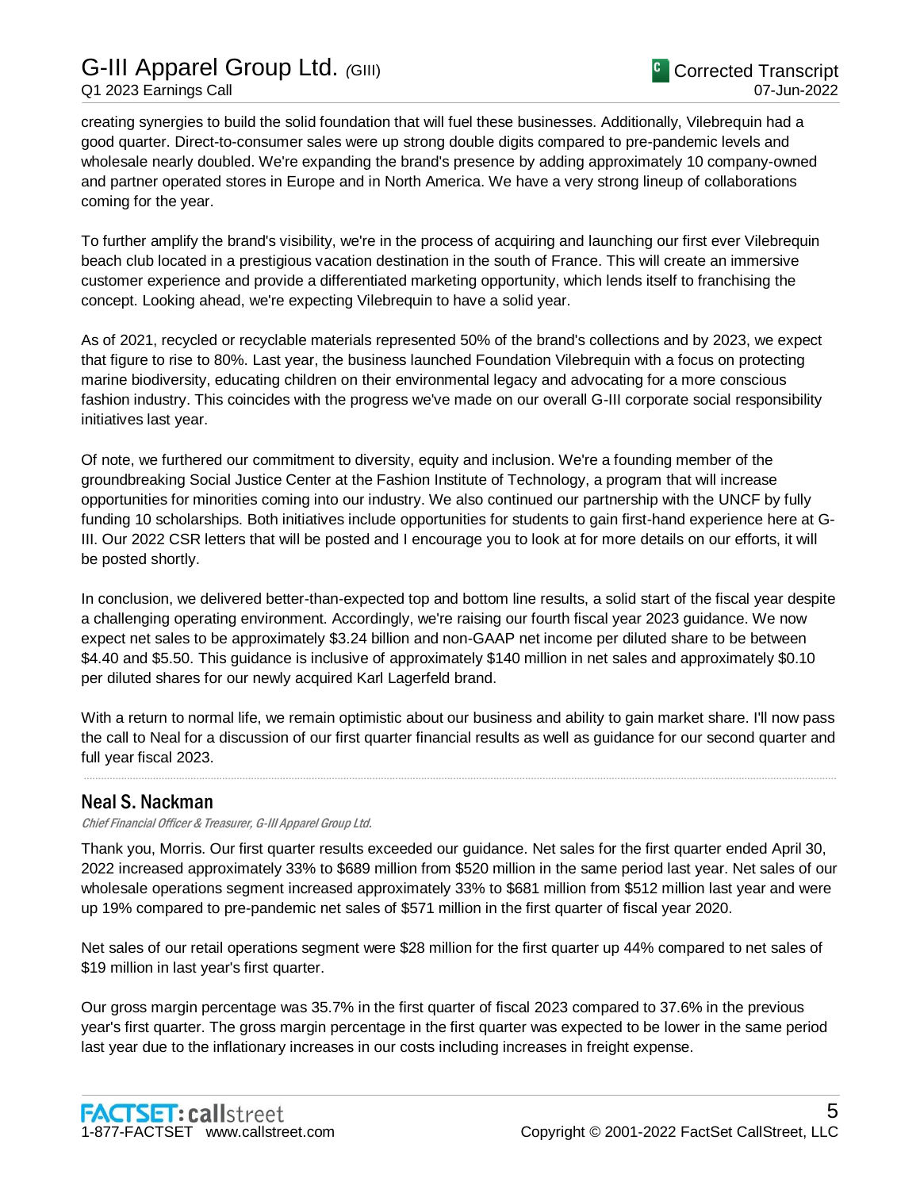creating synergies to build the solid foundation that will fuel these businesses. Additionally, Vilebrequin had a good quarter. Direct-to-consumer sales were up strong double digits compared to pre-pandemic levels and wholesale nearly doubled. We're expanding the brand's presence by adding approximately 10 company-owned and partner operated stores in Europe and in North America. We have a very strong lineup of collaborations coming for the year.

To further amplify the brand's visibility, we're in the process of acquiring and launching our first ever Vilebrequin beach club located in a prestigious vacation destination in the south of France. This will create an immersive customer experience and provide a differentiated marketing opportunity, which lends itself to franchising the concept. Looking ahead, we're expecting Vilebrequin to have a solid year.

As of 2021, recycled or recyclable materials represented 50% of the brand's collections and by 2023, we expect that figure to rise to 80%. Last year, the business launched Foundation Vilebrequin with a focus on protecting marine biodiversity, educating children on their environmental legacy and advocating for a more conscious fashion industry. This coincides with the progress we've made on our overall G-III corporate social responsibility initiatives last year.

Of note, we furthered our commitment to diversity, equity and inclusion. We're a founding member of the groundbreaking Social Justice Center at the Fashion Institute of Technology, a program that will increase opportunities for minorities coming into our industry. We also continued our partnership with the UNCF by fully funding 10 scholarships. Both initiatives include opportunities for students to gain first-hand experience here at G-III. Our 2022 CSR letters that will be posted and I encourage you to look at for more details on our efforts, it will be posted shortly.

In conclusion, we delivered better-than-expected top and bottom line results, a solid start of the fiscal year despite a challenging operating environment. Accordingly, we're raising our fourth fiscal year 2023 guidance. We now expect net sales to be approximately $3.24 billion and non-GAAP net income per diluted share to be between $4.40 and $5.50. This guidance is inclusive of approximately $140 million in net sales and approximately $0.10 per diluted shares for our newly acquired Karl Lagerfeld brand.

With a return to normal life, we remain optimistic about our business and ability to gain market share. I'll now pass the call to Neal for a discussion of our first quarter financial results as well as guidance for our second quarter and full year fiscal 2023.

---

## Neal S. Nackman

*Chief Financial Officer & Treasurer, G-III Apparel Group Ltd.*

Thank you, Morris. Our first quarter results exceeded our guidance. Net sales for the first quarter ended April 30, 2022 increased approximately 33% to $689 million from $520 million in the same period last year. Net sales of our wholesale operations segment increased approximately 33% to $681 million from $512 million last year and were up 19% compared to pre-pandemic net sales of $571 million in the first quarter of fiscal year 2020.

Net sales of our retail operations segment were $28 million for the first quarter up 44% compared to net sales of $19 million in last year's first quarter.

Our gross margin percentage was 35.7% in the first quarter of fiscal 2023 compared to 37.6% in the previous year's first quarter. The gross margin percentage in the first quarter was expected to be lower in the same period last year due to the inflationary increases in our costs including increases in freight expense.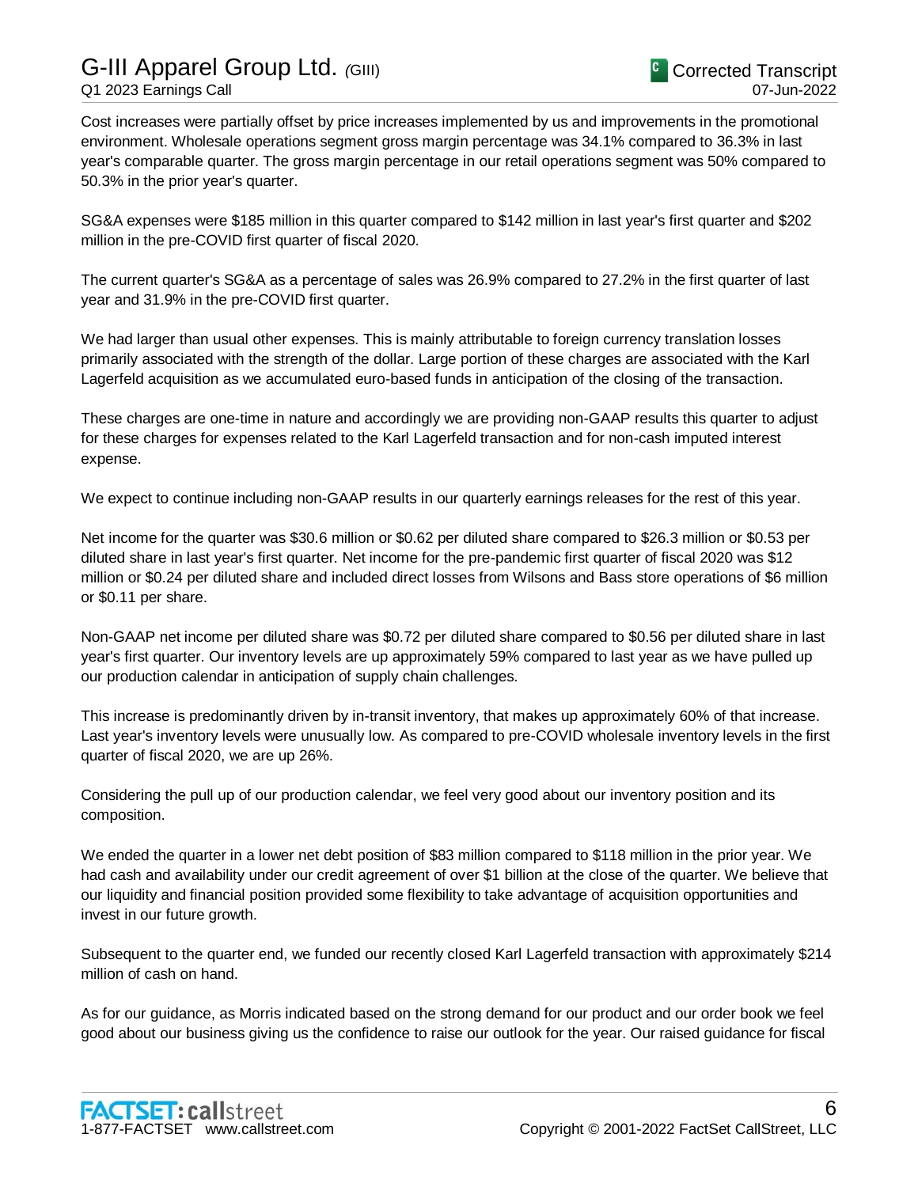Cost increases were partially offset by price increases implemented by us and improvements in the promotional environment. Wholesale operations segment gross margin percentage was 34.1% compared to 36.3% in last year's comparable quarter. The gross margin percentage in our retail operations segment was 50% compared to 50.3% in the prior year's quarter.

SG&A expenses were $185 million in this quarter compared to $142 million in last year's first quarter and $202 million in the pre-COVID first quarter of fiscal 2020.

The current quarter's SG&A as a percentage of sales was 26.9% compared to 27.2% in the first quarter of last year and 31.9% in the pre-COVID first quarter.

We had larger than usual other expenses. This is mainly attributable to foreign currency translation losses primarily associated with the strength of the dollar. Large portion of these charges are associated with the Karl Lagerfeld acquisition as we accumulated euro-based funds in anticipation of the closing of the transaction.

These charges are one-time in nature and accordingly we are providing non-GAAP results this quarter to adjust for these charges for expenses related to the Karl Lagerfeld transaction and for non-cash imputed interest expense.

We expect to continue including non-GAAP results in our quarterly earnings releases for the rest of this year.

Net income for the quarter was $30.6 million or $0.62 per diluted share compared to $26.3 million or $0.53 per diluted share in last year's first quarter. Net income for the pre-pandemic first quarter of fiscal 2020 was $12 million or $0.24 per diluted share and included direct losses from Wilsons and Bass store operations of $6 million or $0.11 per share.

Non-GAAP net income per diluted share was $0.72 per diluted share compared to $0.56 per diluted share in last year's first quarter. Our inventory levels are up approximately 59% compared to last year as we have pulled up our production calendar in anticipation of supply chain challenges.

This increase is predominantly driven by in-transit inventory, that makes up approximately 60% of that increase. Last year's inventory levels were unusually low. As compared to pre-COVID wholesale inventory levels in the first quarter of fiscal 2020, we are up 26%.

Considering the pull up of our production calendar, we feel very good about our inventory position and its composition.

We ended the quarter in a lower net debt position of $83 million compared to $118 million in the prior year. We had cash and availability under our credit agreement of over $1 billion at the close of the quarter. We believe that our liquidity and financial position provided some flexibility to take advantage of acquisition opportunities and invest in our future growth.

Subsequent to the quarter end, we funded our recently closed Karl Lagerfeld transaction with approximately $214 million of cash on hand.

As for our guidance, as Morris indicated based on the strong demand for our product and our order book we feel good about our business giving us the confidence to raise our outlook for the year. Our raised guidance for fiscal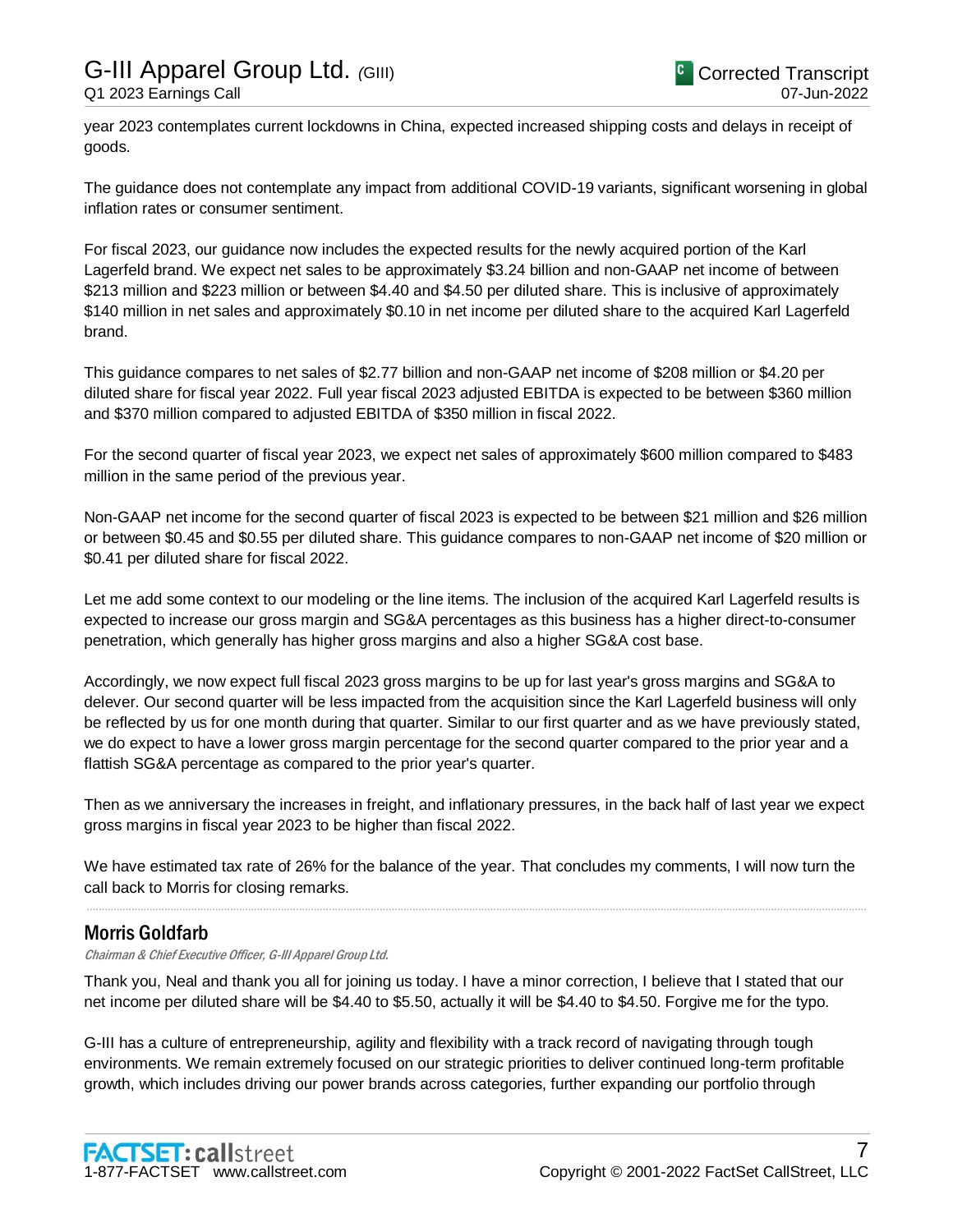year 2023 contemplates current lockdowns in China, expected increased shipping costs and delays in receipt of goods.

The guidance does not contemplate any impact from additional COVID-19 variants, significant worsening in global inflation rates or consumer sentiment.

For fiscal 2023, our guidance now includes the expected results for the newly acquired portion of the Karl Lagerfeld brand. We expect net sales to be approximately $3.24 billion and non-GAAP net income of between $213 million and $223 million or between $4.40 and $4.50 per diluted share. This is inclusive of approximately $140 million in net sales and approximately $0.10 in net income per diluted share to the acquired Karl Lagerfeld brand.

This guidance compares to net sales of $2.77 billion and non-GAAP net income of $208 million or $4.20 per diluted share for fiscal year 2022. Full year fiscal 2023 adjusted EBITDA is expected to be between $360 million and $370 million compared to adjusted EBITDA of $350 million in fiscal 2022.

For the second quarter of fiscal year 2023, we expect net sales of approximately $600 million compared to $483 million in the same period of the previous year.

Non-GAAP net income for the second quarter of fiscal 2023 is expected to be between $21 million and $26 million or between $0.45 and $0.55 per diluted share. This guidance compares to non-GAAP net income of $20 million or $0.41 per diluted share for fiscal 2022.

Let me add some context to our modeling or the line items. The inclusion of the acquired Karl Lagerfeld results is expected to increase our gross margin and SG&A percentages as this business has a higher direct-to-consumer penetration, which generally has higher gross margins and also a higher SG&A cost base.

Accordingly, we now expect full fiscal 2023 gross margins to be up for last year's gross margins and SG&A to delever. Our second quarter will be less impacted from the acquisition since the Karl Lagerfeld business will only be reflected by us for one month during that quarter. Similar to our first quarter and as we have previously stated, we do expect to have a lower gross margin percentage for the second quarter compared to the prior year and a flattish SG&A percentage as compared to the prior year's quarter.

Then as we anniversary the increases in freight, and inflationary pressures, in the back half of last year we expect gross margins in fiscal year 2023 to be higher than fiscal 2022.

We have estimated tax rate of 26% for the balance of the year. That concludes my comments, I will now turn the call back to Morris for closing remarks.

---

## Morris Goldfarb

*Chairman & Chief Executive Officer, G-III Apparel Group Ltd.*

Thank you, Neal and thank you all for joining us today. I have a minor correction, I believe that I stated that our net income per diluted share will be $4.40 to $5.50, actually it will be $4.40 to $4.50. Forgive me for the typo.

G-III has a culture of entrepreneurship, agility and flexibility with a track record of navigating through tough environments. We remain extremely focused on our strategic priorities to deliver continued long-term profitable growth, which includes driving our power brands across categories, further expanding our portfolio through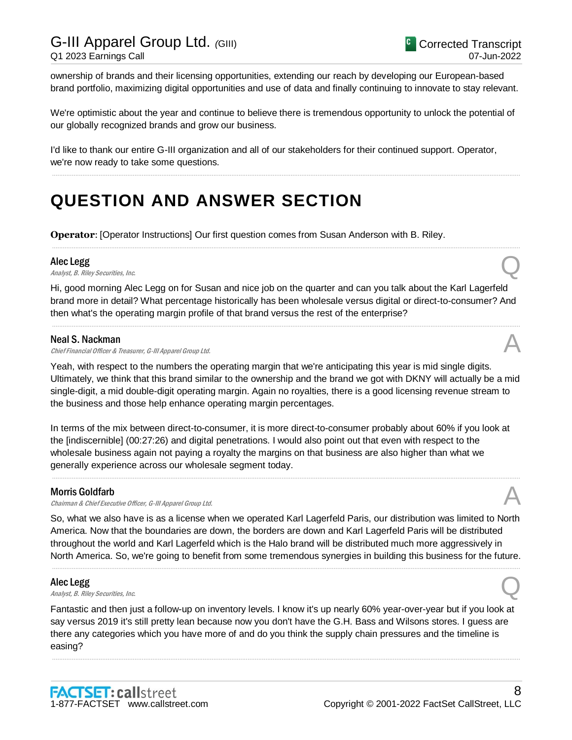ownership of brands and their licensing opportunities, extending our reach by developing our European-based brand portfolio, maximizing digital opportunities and use of data and finally continuing to innovate to stay relevant.

We're optimistic about the year and continue to believe there is tremendous opportunity to unlock the potential of our globally recognized brands and grow our business.

I'd like to thank our entire G-III organization and all of our stakeholders for their continued support. Operator, we're now ready to take some questions.

# QUESTION AND ANSWER SECTION

**Operator**: [Operator Instructions] Our first question comes from Susan Anderson with B. Riley.

**Alec Legg**
*Analyst, B. Riley Securities, Inc.* — Q

Hi, good morning Alec Legg on for Susan and nice job on the quarter and can you talk about the Karl Lagerfeld brand more in detail? What percentage historically has been wholesale versus digital or direct-to-consumer? And then what's the operating margin profile of that brand versus the rest of the enterprise?

**Neal S. Nackman**
*Chief Financial Officer & Treasurer, G-III Apparel Group Ltd.* — A

Yeah, with respect to the numbers the operating margin that we're anticipating this year is mid single digits. Ultimately, we think that this brand similar to the ownership and the brand we got with DKNY will actually be a mid single-digit, a mid double-digit operating margin. Again no royalties, there is a good licensing revenue stream to the business and those help enhance operating margin percentages.

In terms of the mix between direct-to-consumer, it is more direct-to-consumer probably about 60% if you look at the [indiscernible] (00:27:26) and digital penetrations. I would also point out that even with respect to the wholesale business again not paying a royalty the margins on that business are also higher than what we generally experience across our wholesale segment today.

**Morris Goldfarb**
*Chairman & Chief Executive Officer, G-III Apparel Group Ltd.* — A

So, what we also have is as a license when we operated Karl Lagerfeld Paris, our distribution was limited to North America. Now that the boundaries are down, the borders are down and Karl Lagerfeld Paris will be distributed throughout the world and Karl Lagerfeld which is the Halo brand will be distributed much more aggressively in North America. So, we're going to benefit from some tremendous synergies in building this business for the future.

**Alec Legg**
*Analyst, B. Riley Securities, Inc.* — Q

Fantastic and then just a follow-up on inventory levels. I know it's up nearly 60% year-over-year but if you look at say versus 2019 it's still pretty lean because now you don't have the G.H. Bass and Wilsons stores. I guess are there any categories which you have more of and do you think the supply chain pressures and the timeline is easing?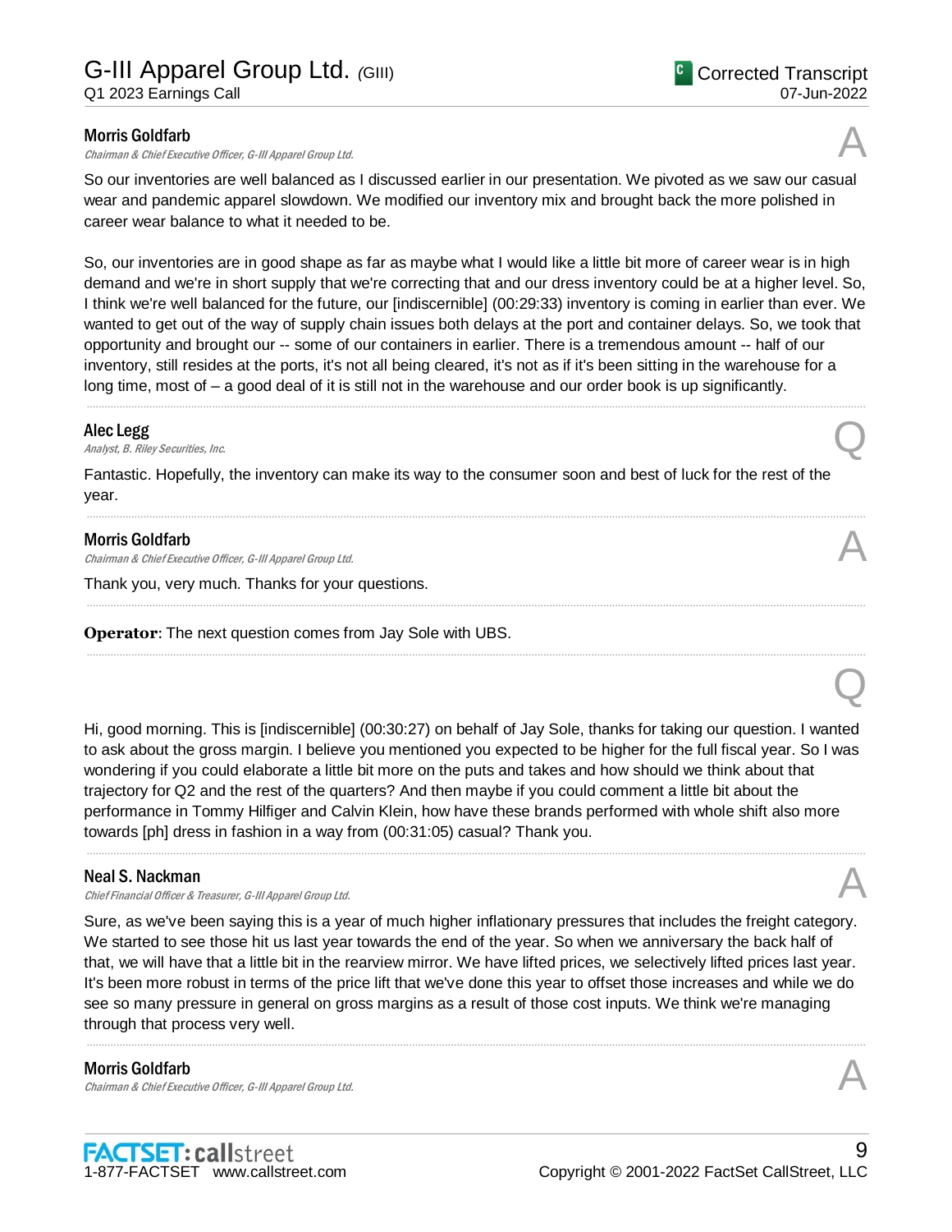**Morris Goldfarb**
*Chairman & Chief Executive Officer, G-III Apparel Group Ltd.*

A

So our inventories are well balanced as I discussed earlier in our presentation. We pivoted as we saw our casual wear and pandemic apparel slowdown. We modified our inventory mix and brought back the more polished in career wear balance to what it needed to be.

So, our inventories are in good shape as far as maybe what I would like a little bit more of career wear is in high demand and we're in short supply that we're correcting that and our dress inventory could be at a higher level. So, I think we're well balanced for the future, our [indiscernible] (00:29:33) inventory is coming in earlier than ever. We wanted to get out of the way of supply chain issues both delays at the port and container delays. So, we took that opportunity and brought our -- some of our containers in earlier. There is a tremendous amount -- half of our inventory, still resides at the ports, it's not all being cleared, it's not as if it's been sitting in the warehouse for a long time, most of – a good deal of it is still not in the warehouse and our order book is up significantly.

---

**Alec Legg**
*Analyst, B. Riley Securities, Inc.*

Q

Fantastic. Hopefully, the inventory can make its way to the consumer soon and best of luck for the rest of the year.

---

**Morris Goldfarb**
*Chairman & Chief Executive Officer, G-III Apparel Group Ltd.*

A

Thank you, very much. Thanks for your questions.

---

**Operator**: The next question comes from Jay Sole with UBS.

---

Q

Hi, good morning. This is [indiscernible] (00:30:27) on behalf of Jay Sole, thanks for taking our question. I wanted to ask about the gross margin. I believe you mentioned you expected to be higher for the full fiscal year. So I was wondering if you could elaborate a little bit more on the puts and takes and how should we think about that trajectory for Q2 and the rest of the quarters? And then maybe if you could comment a little bit about the performance in Tommy Hilfiger and Calvin Klein, how have these brands performed with whole shift also more towards [ph] dress in fashion in a way from (00:31:05) casual? Thank you.

---

**Neal S. Nackman**
*Chief Financial Officer & Treasurer, G-III Apparel Group Ltd.*

A

Sure, as we've been saying this is a year of much higher inflationary pressures that includes the freight category. We started to see those hit us last year towards the end of the year. So when we anniversary the back half of that, we will have that a little bit in the rearview mirror. We have lifted prices, we selectively lifted prices last year. It's been more robust in terms of the price lift that we've done this year to offset those increases and while we do see so many pressure in general on gross margins as a result of those cost inputs. We think we're managing through that process very well.

---

**Morris Goldfarb**
*Chairman & Chief Executive Officer, G-III Apparel Group Ltd.*

A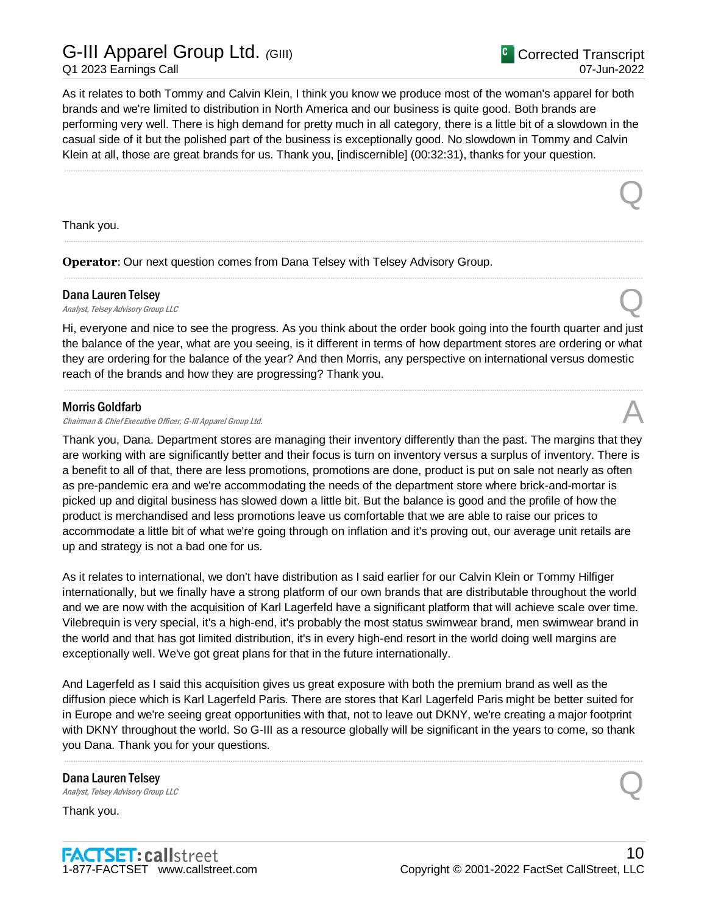As it relates to both Tommy and Calvin Klein, I think you know we produce most of the woman's apparel for both brands and we're limited to distribution in North America and our business is quite good. Both brands are performing very well. There is high demand for pretty much in all category, there is a little bit of a slowdown in the casual side of it but the polished part of the business is exceptionally good. No slowdown in Tommy and Calvin Klein at all, those are great brands for us. Thank you, [indiscernible] (00:32:31), thanks for your question.

---

Q

Thank you.

---

**Operator**: Our next question comes from Dana Telsey with Telsey Advisory Group.

---

**Dana Lauren Telsey**
*Analyst, Telsey Advisory Group LLC*

Q

Hi, everyone and nice to see the progress. As you think about the order book going into the fourth quarter and just the balance of the year, what are you seeing, is it different in terms of how department stores are ordering or what they are ordering for the balance of the year? And then Morris, any perspective on international versus domestic reach of the brands and how they are progressing? Thank you.

---

**Morris Goldfarb**
*Chairman & Chief Executive Officer, G-III Apparel Group Ltd.*

A

Thank you, Dana. Department stores are managing their inventory differently than the past. The margins that they are working with are significantly better and their focus is turn on inventory versus a surplus of inventory. There is a benefit to all of that, there are less promotions, promotions are done, product is put on sale not nearly as often as pre-pandemic era and we're accommodating the needs of the department store where brick-and-mortar is picked up and digital business has slowed down a little bit. But the balance is good and the profile of how the product is merchandised and less promotions leave us comfortable that we are able to raise our prices to accommodate a little bit of what we're going through on inflation and it's proving out, our average unit retails are up and strategy is not a bad one for us.

As it relates to international, we don't have distribution as I said earlier for our Calvin Klein or Tommy Hilfiger internationally, but we finally have a strong platform of our own brands that are distributable throughout the world and we are now with the acquisition of Karl Lagerfeld have a significant platform that will achieve scale over time. Vilebrequin is very special, it's a high-end, it's probably the most status swimwear brand, men swimwear brand in the world and that has got limited distribution, it's in every high-end resort in the world doing well margins are exceptionally well. We've got great plans for that in the future internationally.

And Lagerfeld as I said this acquisition gives us great exposure with both the premium brand as well as the diffusion piece which is Karl Lagerfeld Paris. There are stores that Karl Lagerfeld Paris might be better suited for in Europe and we're seeing great opportunities with that, not to leave out DKNY, we're creating a major footprint with DKNY throughout the world. So G-III as a resource globally will be significant in the years to come, so thank you Dana. Thank you for your questions.

---

**Dana Lauren Telsey**
*Analyst, Telsey Advisory Group LLC*

Q

Thank you.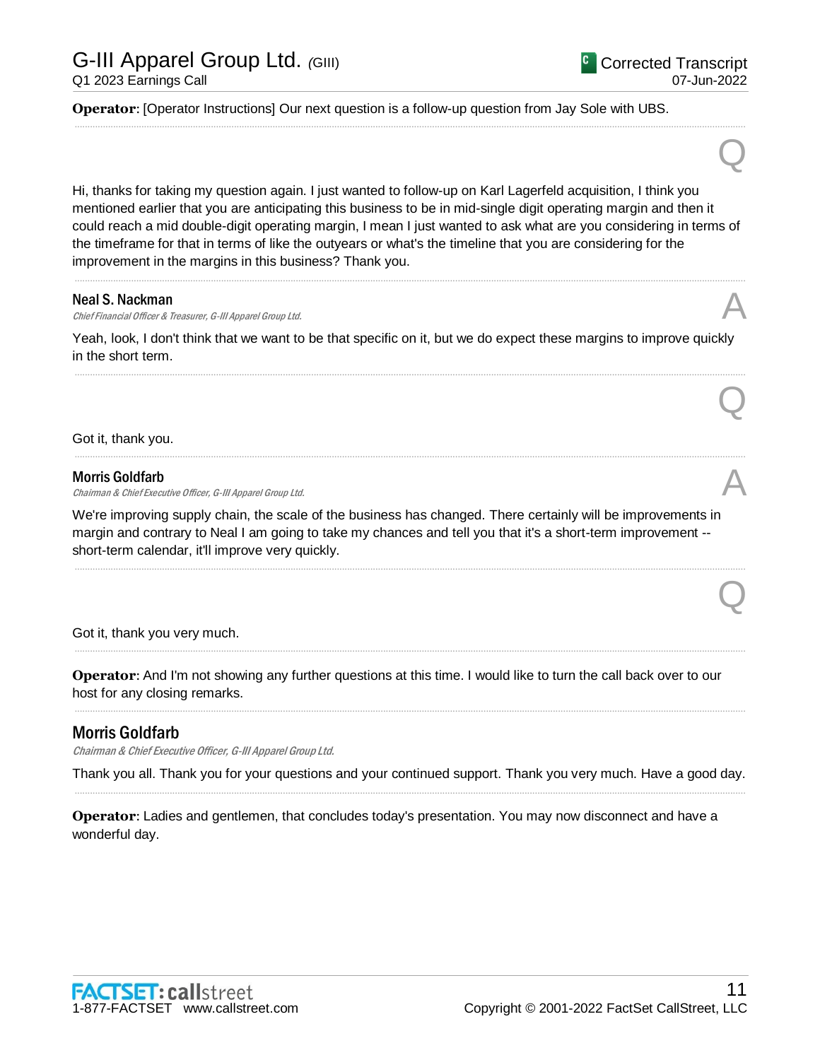**Operator**: [Operator Instructions] Our next question is a follow-up question from Jay Sole with UBS.

Q

Hi, thanks for taking my question again. I just wanted to follow-up on Karl Lagerfeld acquisition, I think you mentioned earlier that you are anticipating this business to be in mid-single digit operating margin and then it could reach a mid double-digit operating margin, I mean I just wanted to ask what are you considering in terms of the timeframe for that in terms of like the outyears or what's the timeline that you are considering for the improvement in the margins in this business? Thank you.

**Neal S. Nackman**
*Chief Financial Officer & Treasurer, G-III Apparel Group Ltd.*

A

Yeah, look, I don't think that we want to be that specific on it, but we do expect these margins to improve quickly in the short term.

Q

Got it, thank you.

**Morris Goldfarb**
*Chairman & Chief Executive Officer, G-III Apparel Group Ltd.*

A

We're improving supply chain, the scale of the business has changed. There certainly will be improvements in margin and contrary to Neal I am going to take my chances and tell you that it's a short-term improvement -- short-term calendar, it'll improve very quickly.

Q

Got it, thank you very much.

**Operator**: And I'm not showing any further questions at this time. I would like to turn the call back over to our host for any closing remarks.

## Morris Goldfarb
*Chairman & Chief Executive Officer, G-III Apparel Group Ltd.*

Thank you all. Thank you for your questions and your continued support. Thank you very much. Have a good day.

**Operator**: Ladies and gentlemen, that concludes today's presentation. You may now disconnect and have a wonderful day.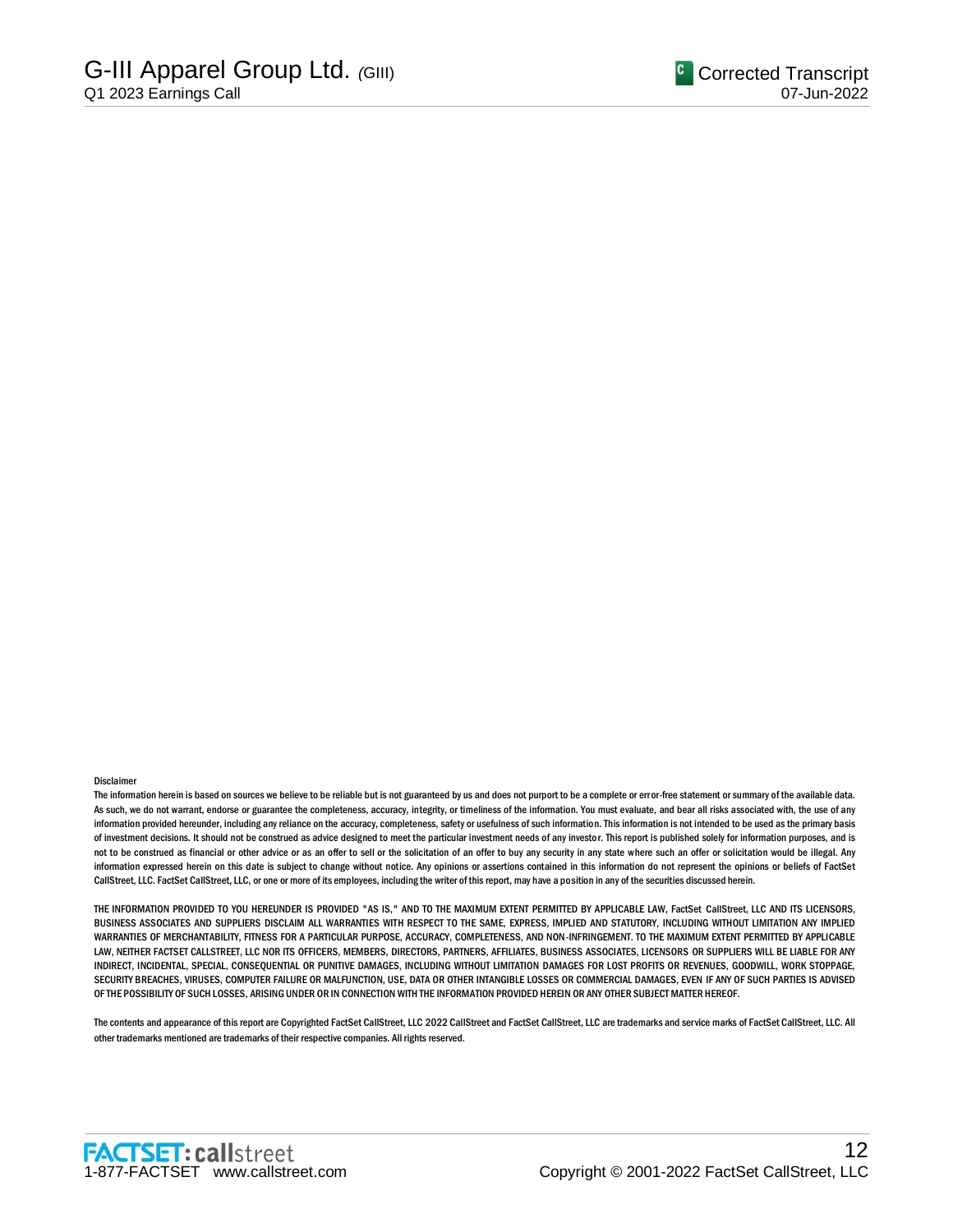Disclaimer

The information herein is based on sources we believe to be reliable but is not guaranteed by us and does not purport to be a complete or error-free statement or summary of the available data. As such, we do not warrant, endorse or guarantee the completeness, accuracy, integrity, or timeliness of the information. You must evaluate, and bear all risks associated with, the use of any information provided hereunder, including any reliance on the accuracy, completeness, safety or usefulness of such information. This information is not intended to be used as the primary basis of investment decisions. It should not be construed as advice designed to meet the particular investment needs of any investor. This report is published solely for information purposes, and is not to be construed as financial or other advice or as an offer to sell or the solicitation of an offer to buy any security in any state where such an offer or solicitation would be illegal. Any information expressed herein on this date is subject to change without notice. Any opinions or assertions contained in this information do not represent the opinions or beliefs of FactSet CallStreet, LLC. FactSet CallStreet, LLC, or one or more of its employees, including the writer of this report, may have a position in any of the securities discussed herein.

THE INFORMATION PROVIDED TO YOU HEREUNDER IS PROVIDED "AS IS," AND TO THE MAXIMUM EXTENT PERMITTED BY APPLICABLE LAW, FactSet CallStreet, LLC AND ITS LICENSORS, BUSINESS ASSOCIATES AND SUPPLIERS DISCLAIM ALL WARRANTIES WITH RESPECT TO THE SAME, EXPRESS, IMPLIED AND STATUTORY, INCLUDING WITHOUT LIMITATION ANY IMPLIED WARRANTIES OF MERCHANTABILITY, FITNESS FOR A PARTICULAR PURPOSE, ACCURACY, COMPLETENESS, AND NON-INFRINGEMENT. TO THE MAXIMUM EXTENT PERMITTED BY APPLICABLE LAW, NEITHER FACTSET CALLSTREET, LLC NOR ITS OFFICERS, MEMBERS, DIRECTORS, PARTNERS, AFFILIATES, BUSINESS ASSOCIATES, LICENSORS OR SUPPLIERS WILL BE LIABLE FOR ANY INDIRECT, INCIDENTAL, SPECIAL, CONSEQUENTIAL OR PUNITIVE DAMAGES, INCLUDING WITHOUT LIMITATION DAMAGES FOR LOST PROFITS OR REVENUES, GOODWILL, WORK STOPPAGE, SECURITY BREACHES, VIRUSES, COMPUTER FAILURE OR MALFUNCTION, USE, DATA OR OTHER INTANGIBLE LOSSES OR COMMERCIAL DAMAGES, EVEN IF ANY OF SUCH PARTIES IS ADVISED OF THE POSSIBILITY OF SUCH LOSSES, ARISING UNDER OR IN CONNECTION WITH THE INFORMATION PROVIDED HEREIN OR ANY OTHER SUBJECT MATTER HEREOF.

The contents and appearance of this report are Copyrighted FactSet CallStreet, LLC 2022 CallStreet and FactSet CallStreet, LLC are trademarks and service marks of FactSet CallStreet, LLC. All other trademarks mentioned are trademarks of their respective companies. All rights reserved.